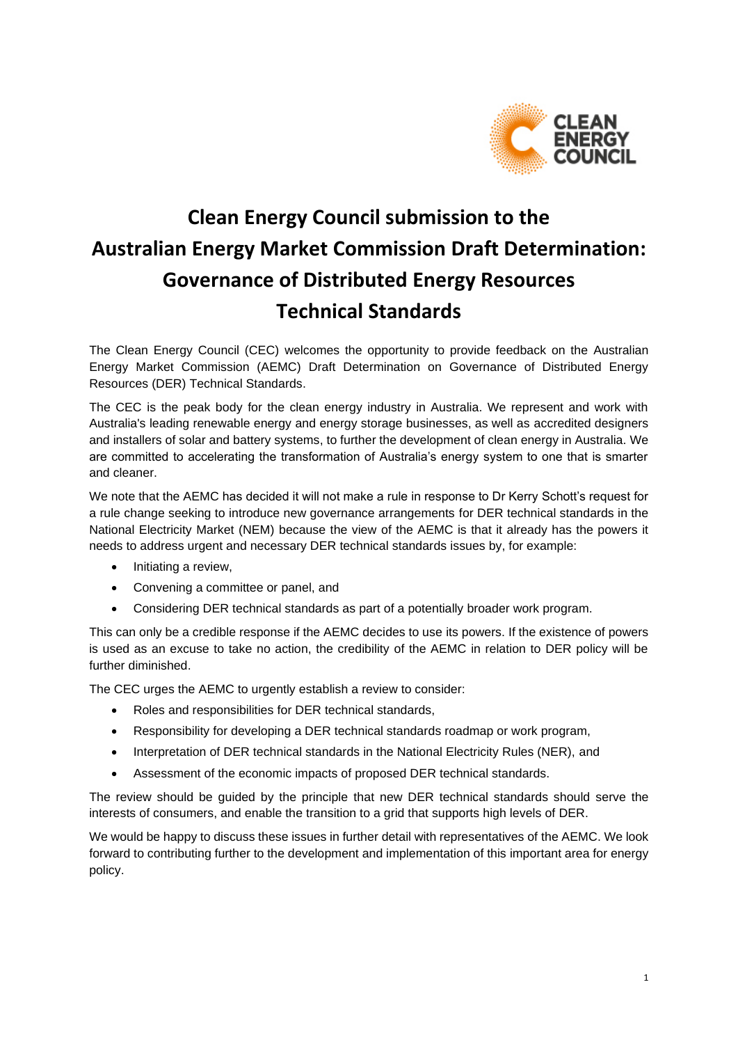# Clean Energy Council submission to the Australian Energy Market Commission Draft Determination: Governance of Distributed Energy Resources Technical Standards

The Clean Energy Council (CEC) welcomes the opportunity to provide feedback on the Australian Energy Market Commission (AEMC) Draft Determination on Governance of Distributed Energy Resources (DER) Technical Standards.

The CEC is the peak body for the clean energy industry in Australia. We represent and work with Australia's leading renewable energy and energy storage businesses, as well as accredited designers and installers of solar and battery systems, to further the development of clean energy in Australia. We are committed to accelerating the transformation of Australia's energy system to one that is smarter and cleaner.

We note that the AEMC has decided it will not make a rule in response to Dr Kerry Schott's request for a rule change seeking to introduce new governance arrangements for DER technical standards in the National Electricity Market (NEM) because the view of the AEMC is that it already has the powers it needs to address urgent and necessary DER technical standards issues by, for example:

- Initiating a review,
- Convening a committee or panel, and
- Considering DER technical standards as part of a potentially broader work program.

This can only be a credible response if the AEMC decides to use its powers. If the existence of powers is used as an excuse to take no action, the credibility of the AEMC in relation to DER policy will be further diminished.

The CEC urges the AEMC to urgently establish a review to consider:

- Roles and responsibilities for DER technical standards,
- Responsibility for developing a DER technical standards roadmap or work program,
- Interpretation of DER technical standards in the National Electricity Rules (NER), and
- Assessment of the economic impacts of proposed DER technical standards.

The review should be guided by the principle that new DER technical standards should serve the interests of consumers, and enable the transition to a grid that supports high levels of DER.

We would be happy to discuss these issues in further detail with representatives of the AEMC. We look forward to contributing further to the development and implementation of this important area for energy policy.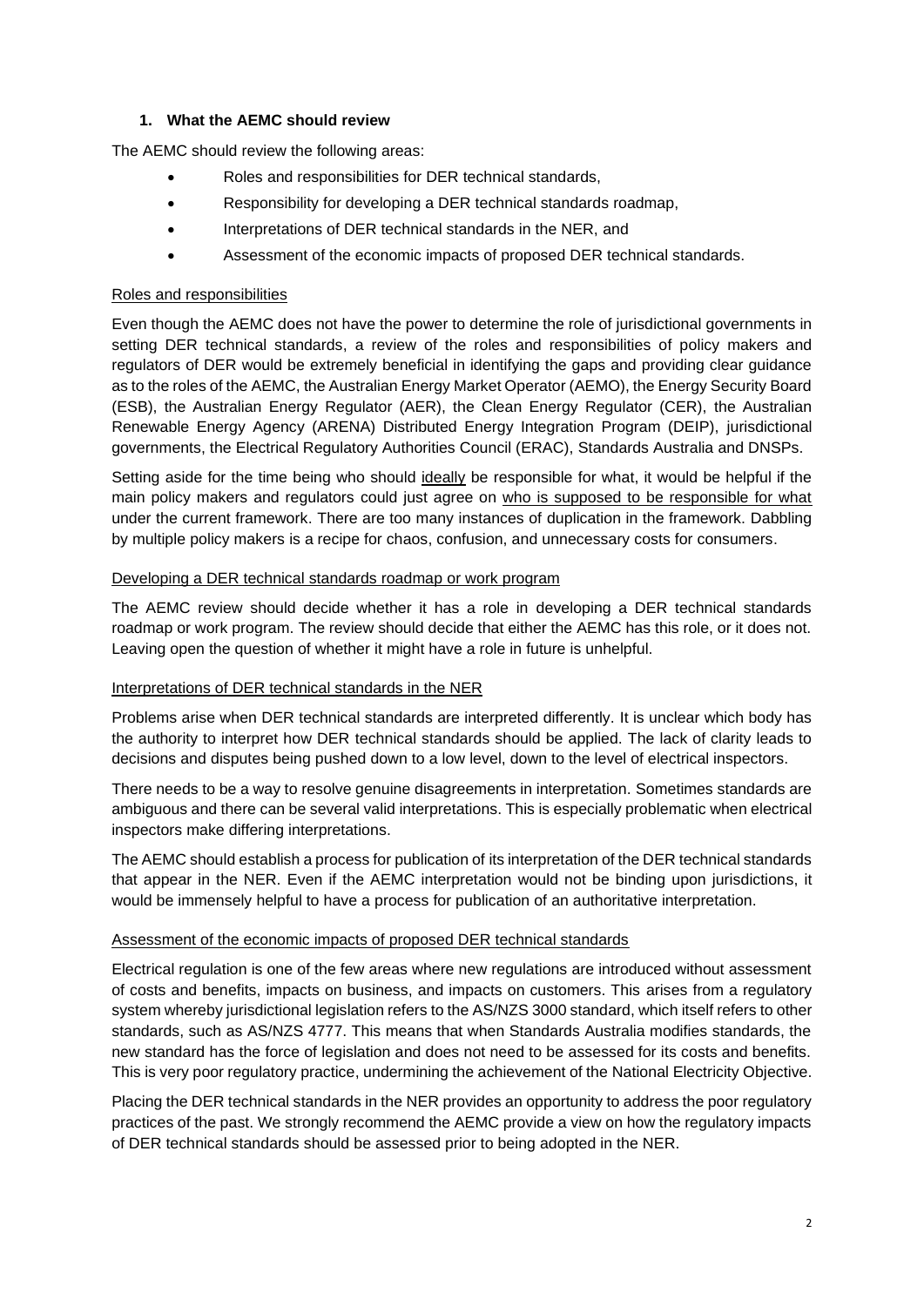## 1. What the AEMC should review

The AEMC should review the following areas:

- Roles and responsibilities for DER technical standards,
- Responsibility for developing a DER technical standards roadmap,
- Interpretations of DER technical standards in the NER, and
- Assessment of the economic impacts of proposed DER technical standards.

<u>Roles and responsibilities</u>

Even though the AEMC does not have the power to determine the role of jurisdictional governments in setting DER technical standards, a review of the roles and responsibilities of policy makers and regulators of DER would be extremely beneficial in identifying the gaps and providing clear guidance as to the roles of the AEMC, the Australian Energy Market Operator (AEMO), the Energy Security Board (ESB), the Australian Energy Regulator (AER), the Clean Energy Regulator (CER), the Australian Renewable Energy Agency (ARENA) Distributed Energy Integration Program (DEIP), jurisdictional governments, the Electrical Regulatory Authorities Council (ERAC), Standards Australia and DNSPs.

Setting aside for the time being who should <u>ideally</u> be responsible for what, it would be helpful if the main policy makers and regulators could just agree on <u>who is supposed to be responsible for what</u> under the current framework. There are too many instances of duplication in the framework. Dabbling by multiple policy makers is a recipe for chaos, confusion, and unnecessary costs for consumers.

<u>Developing a DER technical standards roadmap or work program</u>

The AEMC review should decide whether it has a role in developing a DER technical standards roadmap or work program. The review should decide that either the AEMC has this role, or it does not. Leaving open the question of whether it might have a role in future is unhelpful.

<u>Interpretations of DER technical standards in the NER</u>

Problems arise when DER technical standards are interpreted differently. It is unclear which body has the authority to interpret how DER technical standards should be applied. The lack of clarity leads to decisions and disputes being pushed down to a low level, down to the level of electrical inspectors.

There needs to be a way to resolve genuine disagreements in interpretation. Sometimes standards are ambiguous and there can be several valid interpretations. This is especially problematic when electrical inspectors make differing interpretations.

The AEMC should establish a process for publication of its interpretation of the DER technical standards that appear in the NER. Even if the AEMC interpretation would not be binding upon jurisdictions, it would be immensely helpful to have a process for publication of an authoritative interpretation.

<u>Assessment of the economic impacts of proposed DER technical standards</u>

Electrical regulation is one of the few areas where new regulations are introduced without assessment of costs and benefits, impacts on business, and impacts on customers. This arises from a regulatory system whereby jurisdictional legislation refers to the AS/NZS 3000 standard, which itself refers to other standards, such as AS/NZS 4777. This means that when Standards Australia modifies standards, the new standard has the force of legislation and does not need to be assessed for its costs and benefits. This is very poor regulatory practice, undermining the achievement of the National Electricity Objective.

Placing the DER technical standards in the NER provides an opportunity to address the poor regulatory practices of the past. We strongly recommend the AEMC provide a view on how the regulatory impacts of DER technical standards should be assessed prior to being adopted in the NER.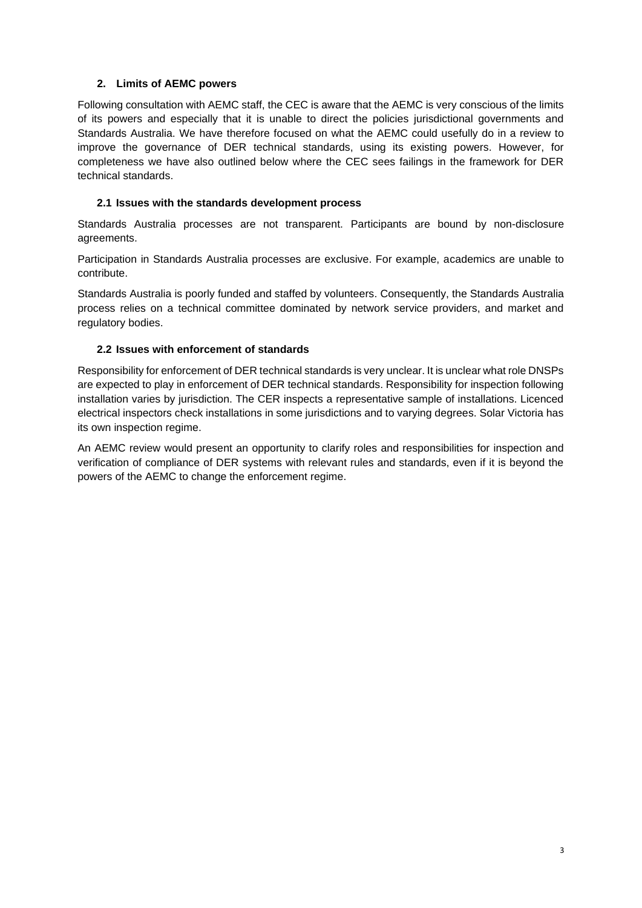## 2. Limits of AEMC powers

Following consultation with AEMC staff, the CEC is aware that the AEMC is very conscious of the limits of its powers and especially that it is unable to direct the policies jurisdictional governments and Standards Australia. We have therefore focused on what the AEMC could usefully do in a review to improve the governance of DER technical standards, using its existing powers. However, for completeness we have also outlined below where the CEC sees failings in the framework for DER technical standards.

### 2.1 Issues with the standards development process

Standards Australia processes are not transparent. Participants are bound by non-disclosure agreements.

Participation in Standards Australia processes are exclusive. For example, academics are unable to contribute.

Standards Australia is poorly funded and staffed by volunteers. Consequently, the Standards Australia process relies on a technical committee dominated by network service providers, and market and regulatory bodies.

### 2.2 Issues with enforcement of standards

Responsibility for enforcement of DER technical standards is very unclear. It is unclear what role DNSPs are expected to play in enforcement of DER technical standards. Responsibility for inspection following installation varies by jurisdiction. The CER inspects a representative sample of installations. Licenced electrical inspectors check installations in some jurisdictions and to varying degrees. Solar Victoria has its own inspection regime.

An AEMC review would present an opportunity to clarify roles and responsibilities for inspection and verification of compliance of DER systems with relevant rules and standards, even if it is beyond the powers of the AEMC to change the enforcement regime.